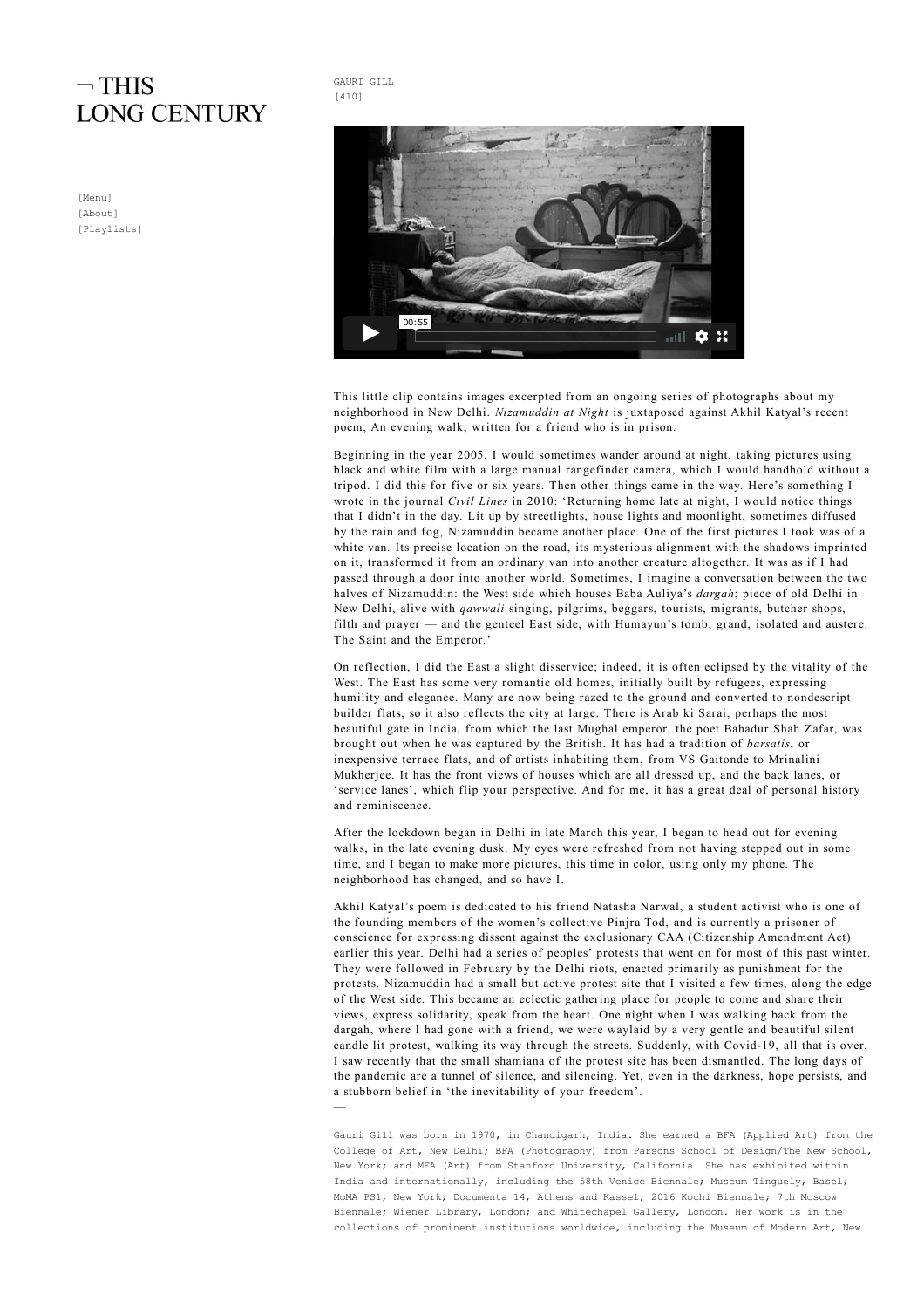# ¬ THIS LONG CENTURY

[Menu]
[About]
[Playlists]

GAURI GILL
[410]

This little clip contains images excerpted from an ongoing series of photographs about my neighborhood in New Delhi. *Nizamuddin at Night* is juxtaposed against Akhil Katyal's recent poem, An evening walk, written for a friend who is in prison.

Beginning in the year 2005, I would sometimes wander around at night, taking pictures using black and white film with a large manual rangefinder camera, which I would handhold without a tripod. I did this for five or six years. Then other things came in the way. Here's something I wrote in the journal *Civil Lines* in 2010: 'Returning home late at night, I would notice things that I didn't in the day. Lit up by streetlights, house lights and moonlight, sometimes diffused by the rain and fog, Nizamuddin became another place. One of the first pictures I took was of a white van. Its precise location on the road, its mysterious alignment with the shadows imprinted on it, transformed it from an ordinary van into another creature altogether. It was as if I had passed through a door into another world. Sometimes, I imagine a conversation between the two halves of Nizamuddin: the West side which houses Baba Auliya's *dargah*; piece of old Delhi in New Delhi, alive with *qawwali* singing, pilgrims, beggars, tourists, migrants, butcher shops, filth and prayer — and the genteel East side, with Humayun's tomb; grand, isolated and austere. The Saint and the Emperor.'

On reflection, I did the East a slight disservice; indeed, it is often eclipsed by the vitality of the West. The East has some very romantic old homes, initially built by refugees, expressing humility and elegance. Many are now being razed to the ground and converted to nondescript builder flats, so it also reflects the city at large. There is Arab ki Sarai, perhaps the most beautiful gate in India, from which the last Mughal emperor, the poet Bahadur Shah Zafar, was brought out when he was captured by the British. It has had a tradition of *barsatis*, or inexpensive terrace flats, and of artists inhabiting them, from VS Gaitonde to Mrinalini Mukherjee. It has the front views of houses which are all dressed up, and the back lanes, or 'service lanes', which flip your perspective. And for me, it has a great deal of personal history and reminiscence.

After the lockdown began in Delhi in late March this year, I began to head out for evening walks, in the late evening dusk. My eyes were refreshed from not having stepped out in some time, and I began to make more pictures, this time in color, using only my phone. The neighborhood has changed, and so have I.

Akhil Katyal's poem is dedicated to his friend Natasha Narwal, a student activist who is one of the founding members of the women's collective Pinjra Tod, and is currently a prisoner of conscience for expressing dissent against the exclusionary CAA (Citizenship Amendment Act) earlier this year. Delhi had a series of peoples' protests that went on for most of this past winter. They were followed in February by the Delhi riots, enacted primarily as punishment for the protests. Nizamuddin had a small but active protest site that I visited a few times, along the edge of the West side. This became an eclectic gathering place for people to come and share their views, express solidarity, speak from the heart. One night when I was walking back from the dargah, where I had gone with a friend, we were waylaid by a very gentle and beautiful silent candle lit protest, walking its way through the streets. Suddenly, with Covid-19, all that is over. I saw recently that the small shamiana of the protest site has been dismantled. The long days of the pandemic are a tunnel of silence, and silencing. Yet, even in the darkness, hope persists, and a stubborn belief in 'the inevitability of your freedom'.

—

Gauri Gill was born in 1970, in Chandigarh, India. She earned a BFA (Applied Art) from the College of Art, New Delhi; BFA (Photography) from Parsons School of Design/The New School, New York; and MFA (Art) from Stanford University, California. She has exhibited within India and internationally, including the 58th Venice Biennale; Museum Tinguely, Basel; MoMA PS1, New York; Documenta 14, Athens and Kassel; 2016 Kochi Biennale; 7th Moscow Biennale; Wiener Library, London; and Whitechapel Gallery, London. Her work is in the collections of prominent institutions worldwide, including the Museum of Modern Art, New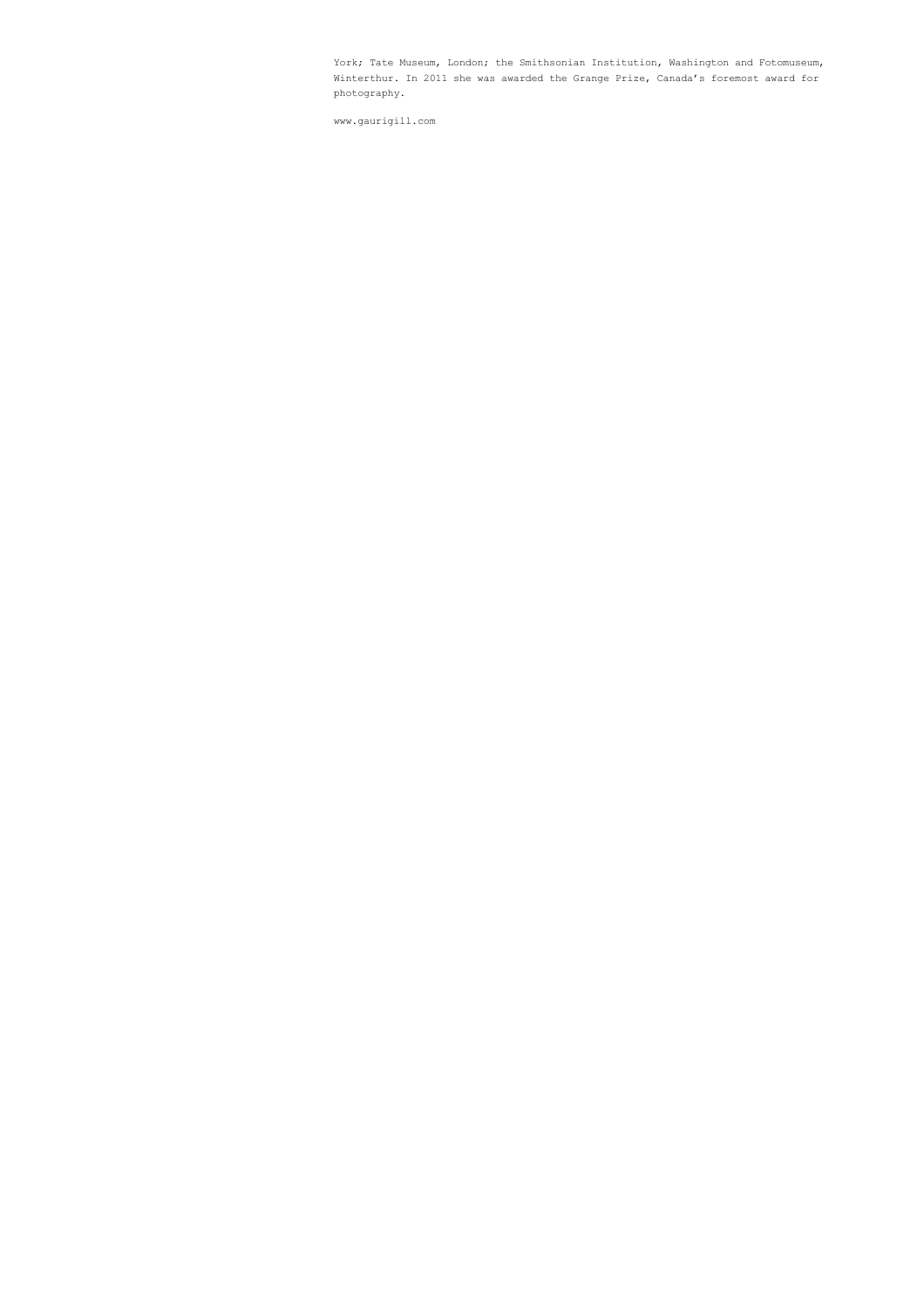York; Tate Museum, London; the Smithsonian Institution, Washington and Fotomuseum, Winterthur. In 2011 she was awarded the Grange Prize, Canada's foremost award for photography.

www.gaurigill.com